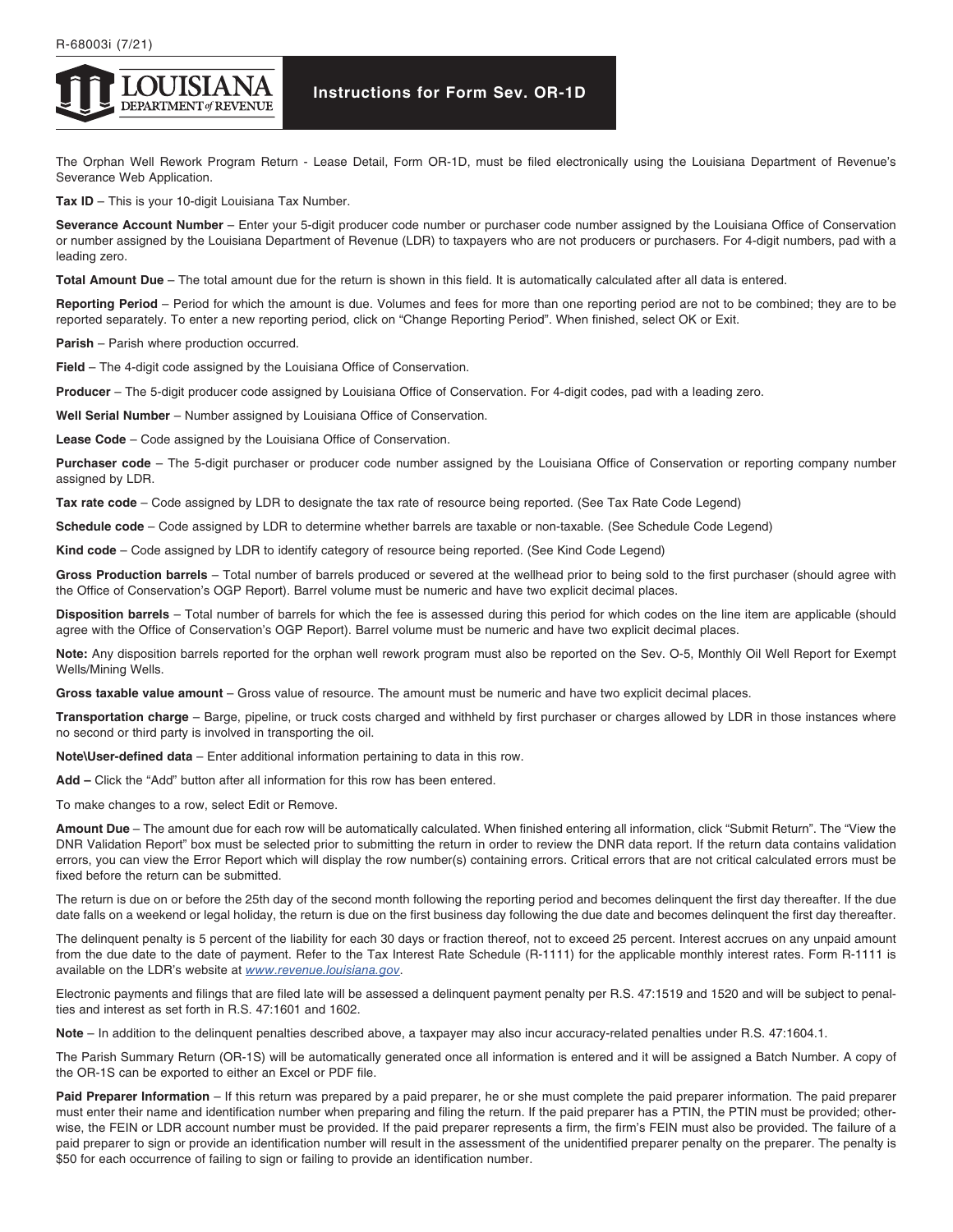R-68003i (7/21)

LOUISIANA DEPARTMENT of REVENUE

# Instructions for Form Sev. OR-1D

The Orphan Well Rework Program Return - Lease Detail, Form OR-1D, must be filed electronically using the Louisiana Department of Revenue's Severance Web Application.

**Tax ID** – This is your 10-digit Louisiana Tax Number.

**Severance Account Number** – Enter your 5-digit producer code number or purchaser code number assigned by the Louisiana Office of Conservation or number assigned by the Louisiana Department of Revenue (LDR) to taxpayers who are not producers or purchasers. For 4-digit numbers, pad with a leading zero.

**Total Amount Due** – The total amount due for the return is shown in this field. It is automatically calculated after all data is entered.

**Reporting Period** – Period for which the amount is due. Volumes and fees for more than one reporting period are not to be combined; they are to be reported separately. To enter a new reporting period, click on "Change Reporting Period". When finished, select OK or Exit.

**Parish** – Parish where production occurred.

**Field** – The 4-digit code assigned by the Louisiana Office of Conservation.

**Producer** – The 5-digit producer code assigned by Louisiana Office of Conservation. For 4-digit codes, pad with a leading zero.

**Well Serial Number** – Number assigned by Louisiana Office of Conservation.

**Lease Code** – Code assigned by the Louisiana Office of Conservation.

**Purchaser code** – The 5-digit purchaser or producer code number assigned by the Louisiana Office of Conservation or reporting company number assigned by LDR.

**Tax rate code** – Code assigned by LDR to designate the tax rate of resource being reported. (See Tax Rate Code Legend)

**Schedule code** – Code assigned by LDR to determine whether barrels are taxable or non-taxable. (See Schedule Code Legend)

**Kind code** – Code assigned by LDR to identify category of resource being reported. (See Kind Code Legend)

**Gross Production barrels** – Total number of barrels produced or severed at the wellhead prior to being sold to the first purchaser (should agree with the Office of Conservation's OGP Report). Barrel volume must be numeric and have two explicit decimal places.

**Disposition barrels** – Total number of barrels for which the fee is assessed during this period for which codes on the line item are applicable (should agree with the Office of Conservation's OGP Report). Barrel volume must be numeric and have two explicit decimal places.

**Note:** Any disposition barrels reported for the orphan well rework program must also be reported on the Sev. O-5, Monthly Oil Well Report for Exempt Wells/Mining Wells.

**Gross taxable value amount** – Gross value of resource. The amount must be numeric and have two explicit decimal places.

**Transportation charge** – Barge, pipeline, or truck costs charged and withheld by first purchaser or charges allowed by LDR in those instances where no second or third party is involved in transporting the oil.

**Note\User-defined data** – Enter additional information pertaining to data in this row.

**Add –** Click the "Add" button after all information for this row has been entered.

To make changes to a row, select Edit or Remove.

**Amount Due** – The amount due for each row will be automatically calculated. When finished entering all information, click "Submit Return". The "View the DNR Validation Report" box must be selected prior to submitting the return in order to review the DNR data report. If the return data contains validation errors, you can view the Error Report which will display the row number(s) containing errors. Critical errors that are not critical calculated errors must be fixed before the return can be submitted.

The return is due on or before the 25th day of the second month following the reporting period and becomes delinquent the first day thereafter. If the due date falls on a weekend or legal holiday, the return is due on the first business day following the due date and becomes delinquent the first day thereafter.

The delinquent penalty is 5 percent of the liability for each 30 days or fraction thereof, not to exceed 25 percent. Interest accrues on any unpaid amount from the due date to the date of payment. Refer to the Tax Interest Rate Schedule (R-1111) for the applicable monthly interest rates. Form R-1111 is available on the LDR's website at *www.revenue.louisiana.gov*.

Electronic payments and filings that are filed late will be assessed a delinquent payment penalty per R.S. 47:1519 and 1520 and will be subject to penalties and interest as set forth in R.S. 47:1601 and 1602.

**Note** – In addition to the delinquent penalties described above, a taxpayer may also incur accuracy-related penalties under R.S. 47:1604.1.

The Parish Summary Return (OR-1S) will be automatically generated once all information is entered and it will be assigned a Batch Number. A copy of the OR-1S can be exported to either an Excel or PDF file.

**Paid Preparer Information** – If this return was prepared by a paid preparer, he or she must complete the paid preparer information. The paid preparer must enter their name and identification number when preparing and filing the return. If the paid preparer has a PTIN, the PTIN must be provided; otherwise, the FEIN or LDR account number must be provided. If the paid preparer represents a firm, the firm's FEIN must also be provided. The failure of a paid preparer to sign or provide an identification number will result in the assessment of the unidentified preparer penalty on the preparer. The penalty is $50 for each occurrence of failing to sign or failing to provide an identification number.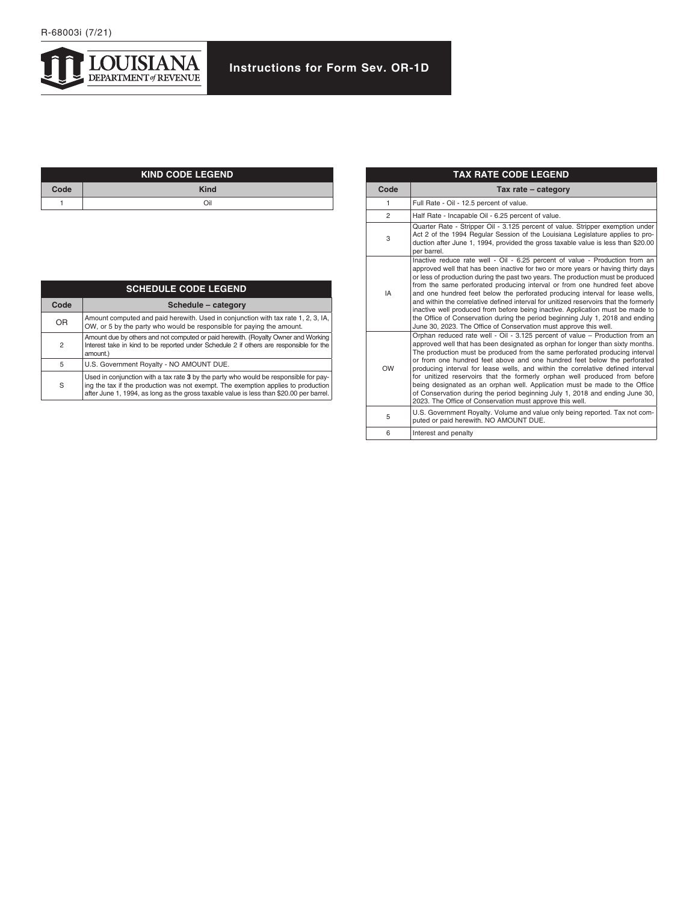R-68003i (7/21)

# Instructions for Form Sev. OR-1D

**KIND CODE LEGEND**

| Code | Kind |
|---|---|
| 1 | Oil |

**SCHEDULE CODE LEGEND**

| Code | Schedule – category |
|---|---|
| OR | Amount computed and paid herewith. Used in conjunction with tax rate 1, 2, 3, IA, OW, or 5 by the party who would be responsible for paying the amount. |
| 2 | Amount due by others and not computed or paid herewith. (Royalty Owner and Working Interest take in kind to be reported under Schedule 2 if others are responsible for the amount.) |
| 5 | U.S. Government Royalty - NO AMOUNT DUE. |
| S | Used in conjunction with a tax rate **3** by the party who would be responsible for paying the tax if the production was not exempt. The exemption applies to production after June 1, 1994, as long as the gross taxable value is less than $20.00 per barrel. |

**TAX RATE CODE LEGEND**

| Code | Tax rate – category |
|---|---|
| 1 | Full Rate - Oil - 12.5 percent of value. |
| 2 | Half Rate - Incapable Oil - 6.25 percent of value. |
| 3 | Quarter Rate - Stripper Oil - 3.125 percent of value. Stripper exemption under Act 2 of the 1994 Regular Session of the Louisiana Legislature applies to production after June 1, 1994, provided the gross taxable value is less than $20.00 per barrel. |
| IA | Inactive reduce rate well - Oil - 6.25 percent of value - Production from an approved well that has been inactive for two or more years or having thirty days or less of production during the past two years. The production must be produced from the same perforated producing interval or from one hundred feet above and one hundred feet below the perforated producing interval for lease wells, and within the correlative defined interval for unitized reservoirs that the formerly inactive well produced from before being inactive. Application must be made to the Office of Conservation during the period beginning July 1, 2018 and ending June 30, 2023. The Office of Conservation must approve this well. |
| OW | Orphan reduced rate well - Oil - 3.125 percent of value – Production from an approved well that has been designated as orphan for longer than sixty months. The production must be produced from the same perforated producing interval or from one hundred feet above and one hundred feet below the perforated producing interval for lease wells, and within the correlative defined interval for unitized reservoirs that the formerly orphan well produced from before being designated as an orphan well. Application must be made to the Office of Conservation during the period beginning July 1, 2018 and ending June 30, 2023. The Office of Conservation must approve this well. |
| 5 | U.S. Government Royalty. Volume and value only being reported. Tax not computed or paid herewith. NO AMOUNT DUE. |
| 6 | Interest and penalty |